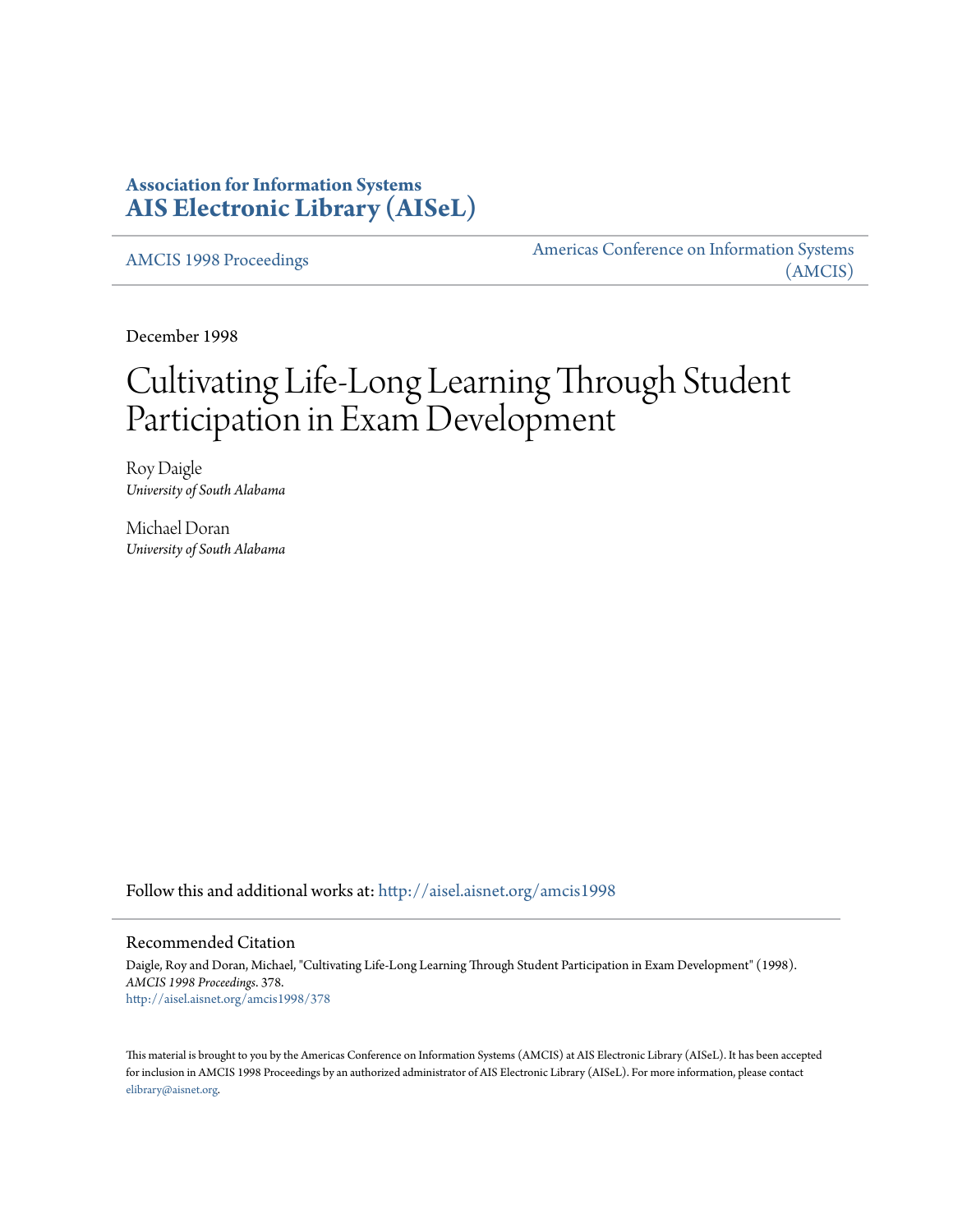# Association for Information Systems
# AIS Electronic Library (AISeL)

AMCIS 1998 Proceedings

Americas Conference on Information Systems (AMCIS)

December 1998

# Cultivating Life-Long Learning Through Student Participation in Exam Development

Roy Daigle
*University of South Alabama*

Michael Doran
*University of South Alabama*

Follow this and additional works at: http://aisel.aisnet.org/amcis1998

## Recommended Citation

Daigle, Roy and Doran, Michael, "Cultivating Life-Long Learning Through Student Participation in Exam Development" (1998). *AMCIS 1998 Proceedings*. 378.
http://aisel.aisnet.org/amcis1998/378

This material is brought to you by the Americas Conference on Information Systems (AMCIS) at AIS Electronic Library (AISeL). It has been accepted for inclusion in AMCIS 1998 Proceedings by an authorized administrator of AIS Electronic Library (AISeL). For more information, please contact elibrary@aisnet.org.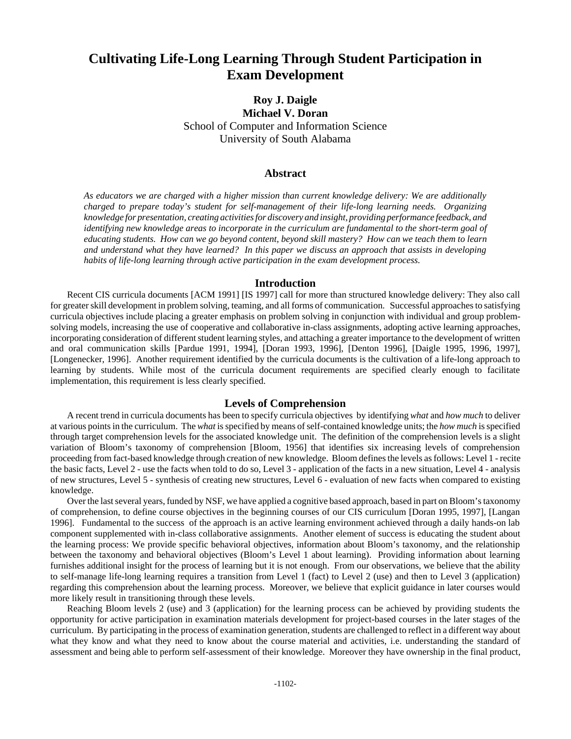# Cultivating Life-Long Learning Through Student Participation in Exam Development

**Roy J. Daigle**
**Michael V. Doran**
School of Computer and Information Science
University of South Alabama

## Abstract

*As educators we are charged with a higher mission than current knowledge delivery: We are additionally charged to prepare today's student for self-management of their life-long learning needs. Organizing knowledge for presentation, creating activities for discovery and insight, providing performance feedback, and identifying new knowledge areas to incorporate in the curriculum are fundamental to the short-term goal of educating students. How can we go beyond content, beyond skill mastery? How can we teach them to learn and understand what they have learned? In this paper we discuss an approach that assists in developing habits of life-long learning through active participation in the exam development process.*

## Introduction

Recent CIS curricula documents [ACM 1991] [IS 1997] call for more than structured knowledge delivery: They also call for greater skill development in problem solving, teaming, and all forms of communication. Successful approaches to satisfying curricula objectives include placing a greater emphasis on problem solving in conjunction with individual and group problem-solving models, increasing the use of cooperative and collaborative in-class assignments, adopting active learning approaches, incorporating consideration of different student learning styles, and attaching a greater importance to the development of written and oral communication skills [Pardue 1991, 1994], [Doran 1993, 1996], [Denton 1996], [Daigle 1995, 1996, 1997], [Longenecker, 1996]. Another requirement identified by the curricula documents is the cultivation of a life-long approach to learning by students. While most of the curricula document requirements are specified clearly enough to facilitate implementation, this requirement is less clearly specified.

## Levels of Comprehension

A recent trend in curricula documents has been to specify curricula objectives by identifying *what* and *how much* to deliver at various points in the curriculum. The *what* is specified by means of self-contained knowledge units; the *how much* is specified through target comprehension levels for the associated knowledge unit. The definition of the comprehension levels is a slight variation of Bloom's taxonomy of comprehension [Bloom, 1956] that identifies six increasing levels of comprehension proceeding from fact-based knowledge through creation of new knowledge. Bloom defines the levels as follows: Level 1 - recite the basic facts, Level 2 - use the facts when told to do so, Level 3 - application of the facts in a new situation, Level 4 - analysis of new structures, Level 5 - synthesis of creating new structures, Level 6 - evaluation of new facts when compared to existing knowledge.

Over the last several years, funded by NSF, we have applied a cognitive based approach, based in part on Bloom's taxonomy of comprehension, to define course objectives in the beginning courses of our CIS curriculum [Doran 1995, 1997], [Langan 1996]. Fundamental to the success of the approach is an active learning environment achieved through a daily hands-on lab component supplemented with in-class collaborative assignments. Another element of success is educating the student about the learning process: We provide specific behavioral objectives, information about Bloom's taxonomy, and the relationship between the taxonomy and behavioral objectives (Bloom's Level 1 about learning). Providing information about learning furnishes additional insight for the process of learning but it is not enough. From our observations, we believe that the ability to self-manage life-long learning requires a transition from Level 1 (fact) to Level 2 (use) and then to Level 3 (application) regarding this comprehension about the learning process. Moreover, we believe that explicit guidance in later courses would more likely result in transitioning through these levels.

Reaching Bloom levels 2 (use) and 3 (application) for the learning process can be achieved by providing students the opportunity for active participation in examination materials development for project-based courses in the later stages of the curriculum. By participating in the process of examination generation, students are challenged to reflect in a different way about what they know and what they need to know about the course material and activities, i.e. understanding the standard of assessment and being able to perform self-assessment of their knowledge. Moreover they have ownership in the final product,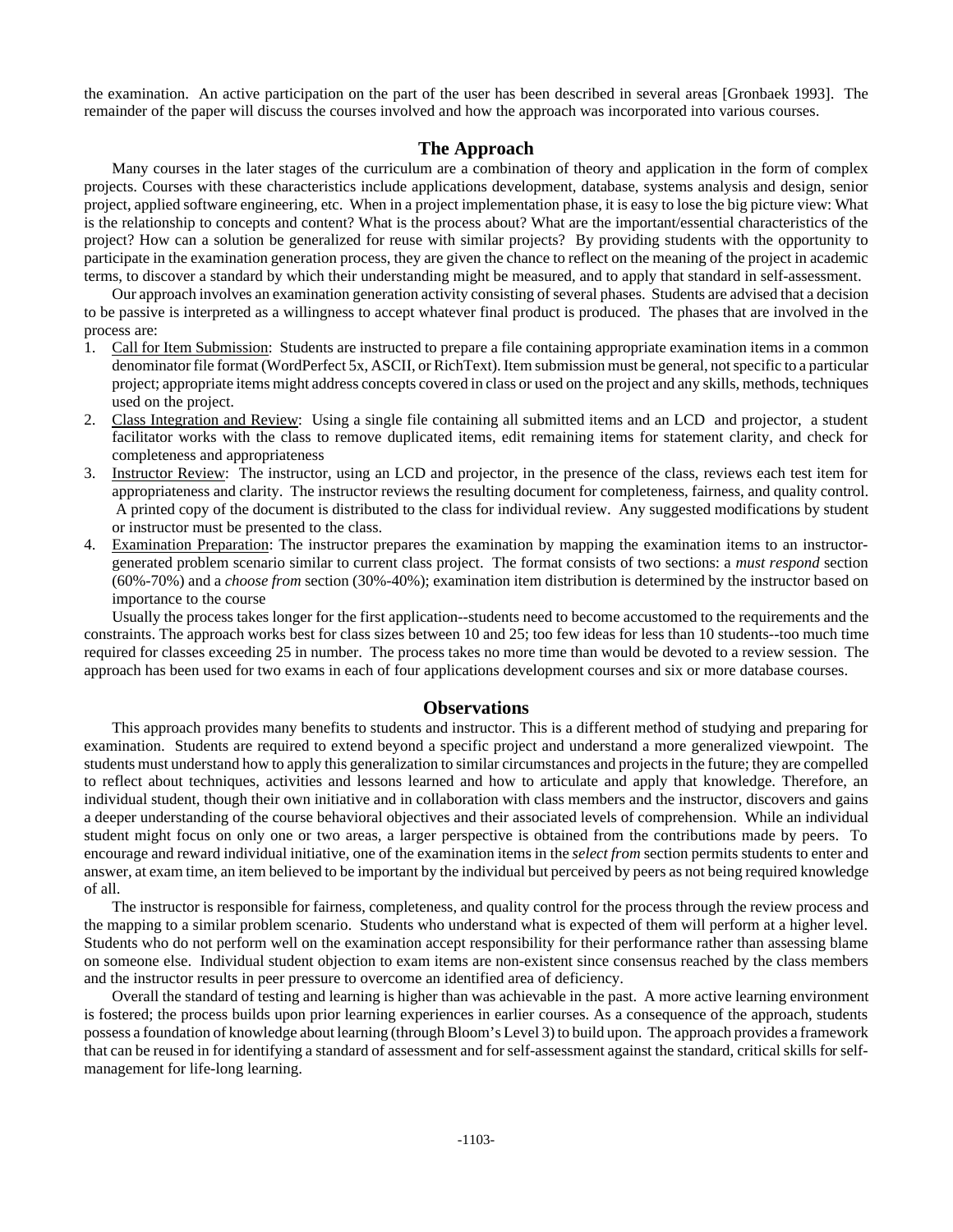the examination. An active participation on the part of the user has been described in several areas [Gronbaek 1993]. The remainder of the paper will discuss the courses involved and how the approach was incorporated into various courses.

## The Approach

Many courses in the later stages of the curriculum are a combination of theory and application in the form of complex projects. Courses with these characteristics include applications development, database, systems analysis and design, senior project, applied software engineering, etc. When in a project implementation phase, it is easy to lose the big picture view: What is the relationship to concepts and content? What is the process about? What are the important/essential characteristics of the project? How can a solution be generalized for reuse with similar projects? By providing students with the opportunity to participate in the examination generation process, they are given the chance to reflect on the meaning of the project in academic terms, to discover a standard by which their understanding might be measured, and to apply that standard in self-assessment.

Our approach involves an examination generation activity consisting of several phases. Students are advised that a decision to be passive is interpreted as a willingness to accept whatever final product is produced. The phases that are involved in the process are:

1. <u>Call for Item Submission</u>: Students are instructed to prepare a file containing appropriate examination items in a common denominator file format (WordPerfect 5x, ASCII, or RichText). Item submission must be general, not specific to a particular project; appropriate items might address concepts covered in class or used on the project and any skills, methods, techniques used on the project.
2. <u>Class Integration and Review</u>: Using a single file containing all submitted items and an LCD and projector, a student facilitator works with the class to remove duplicated items, edit remaining items for statement clarity, and check for completeness and appropriateness
3. <u>Instructor Review</u>: The instructor, using an LCD and projector, in the presence of the class, reviews each test item for appropriateness and clarity. The instructor reviews the resulting document for completeness, fairness, and quality control. A printed copy of the document is distributed to the class for individual review. Any suggested modifications by student or instructor must be presented to the class.
4. <u>Examination Preparation</u>: The instructor prepares the examination by mapping the examination items to an instructor-generated problem scenario similar to current class project. The format consists of two sections: a *must respond* section (60%-70%) and a *choose from* section (30%-40%); examination item distribution is determined by the instructor based on importance to the course

Usually the process takes longer for the first application--students need to become accustomed to the requirements and the constraints. The approach works best for class sizes between 10 and 25; too few ideas for less than 10 students--too much time required for classes exceeding 25 in number. The process takes no more time than would be devoted to a review session. The approach has been used for two exams in each of four applications development courses and six or more database courses.

## Observations

This approach provides many benefits to students and instructor. This is a different method of studying and preparing for examination. Students are required to extend beyond a specific project and understand a more generalized viewpoint. The students must understand how to apply this generalization to similar circumstances and projects in the future; they are compelled to reflect about techniques, activities and lessons learned and how to articulate and apply that knowledge. Therefore, an individual student, though their own initiative and in collaboration with class members and the instructor, discovers and gains a deeper understanding of the course behavioral objectives and their associated levels of comprehension. While an individual student might focus on only one or two areas, a larger perspective is obtained from the contributions made by peers. To encourage and reward individual initiative, one of the examination items in the *select from* section permits students to enter and answer, at exam time, an item believed to be important by the individual but perceived by peers as not being required knowledge of all.

The instructor is responsible for fairness, completeness, and quality control for the process through the review process and the mapping to a similar problem scenario. Students who understand what is expected of them will perform at a higher level. Students who do not perform well on the examination accept responsibility for their performance rather than assessing blame on someone else. Individual student objection to exam items are non-existent since consensus reached by the class members and the instructor results in peer pressure to overcome an identified area of deficiency.

Overall the standard of testing and learning is higher than was achievable in the past. A more active learning environment is fostered; the process builds upon prior learning experiences in earlier courses. As a consequence of the approach, students possess a foundation of knowledge about learning (through Bloom's Level 3) to build upon. The approach provides a framework that can be reused in for identifying a standard of assessment and for self-assessment against the standard, critical skills for self-management for life-long learning.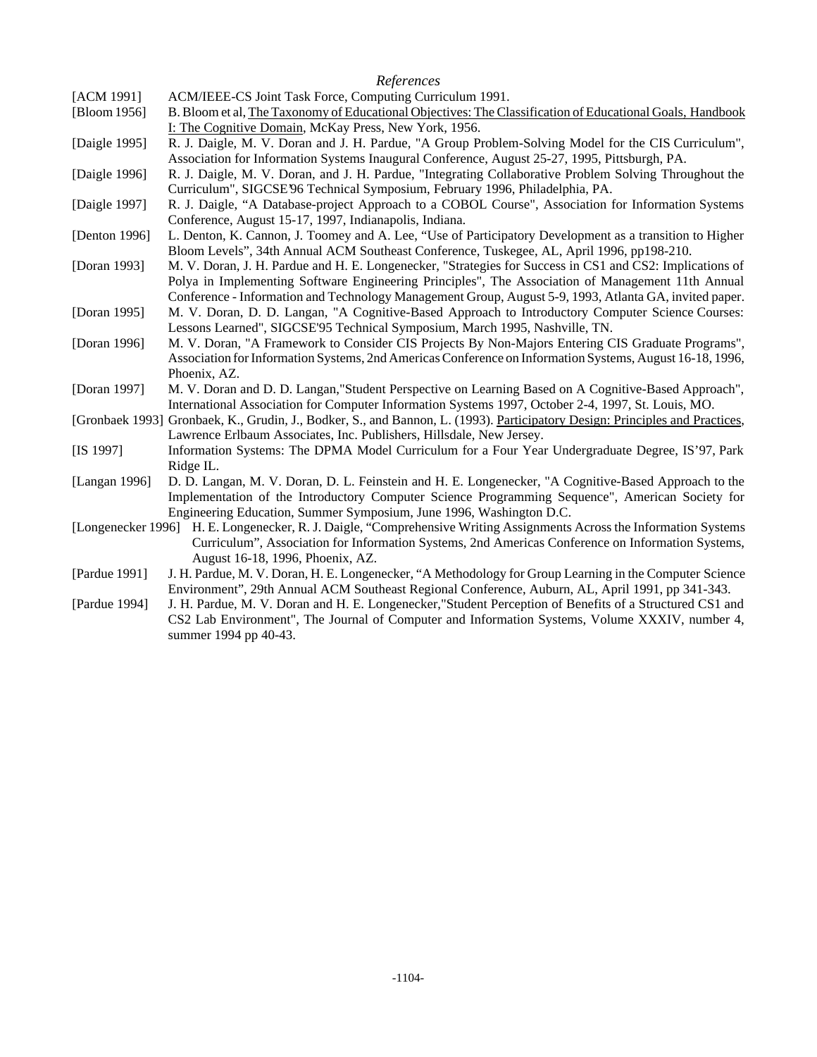*References*

[ACM 1991] ACM/IEEE-CS Joint Task Force, Computing Curriculum 1991.

[Bloom 1956] B. Bloom et al, The Taxonomy of Educational Objectives: The Classification of Educational Goals, Handbook I: The Cognitive Domain, McKay Press, New York, 1956.

[Daigle 1995] R. J. Daigle, M. V. Doran and J. H. Pardue, "A Group Problem-Solving Model for the CIS Curriculum", Association for Information Systems Inaugural Conference, August 25-27, 1995, Pittsburgh, PA.

[Daigle 1996] R. J. Daigle, M. V. Doran, and J. H. Pardue, "Integrating Collaborative Problem Solving Throughout the Curriculum", SIGCSE'96 Technical Symposium, February 1996, Philadelphia, PA.

[Daigle 1997] R. J. Daigle, "A Database-project Approach to a COBOL Course", Association for Information Systems Conference, August 15-17, 1997, Indianapolis, Indiana.

[Denton 1996] L. Denton, K. Cannon, J. Toomey and A. Lee, "Use of Participatory Development as a transition to Higher Bloom Levels", 34th Annual ACM Southeast Conference, Tuskegee, AL, April 1996, pp198-210.

[Doran 1993] M. V. Doran, J. H. Pardue and H. E. Longenecker, "Strategies for Success in CS1 and CS2: Implications of Polya in Implementing Software Engineering Principles", The Association of Management 11th Annual Conference - Information and Technology Management Group, August 5-9, 1993, Atlanta GA, invited paper.

[Doran 1995] M. V. Doran, D. D. Langan, "A Cognitive-Based Approach to Introductory Computer Science Courses: Lessons Learned", SIGCSE'95 Technical Symposium, March 1995, Nashville, TN.

[Doran 1996] M. V. Doran, "A Framework to Consider CIS Projects By Non-Majors Entering CIS Graduate Programs", Association for Information Systems, 2nd Americas Conference on Information Systems, August 16-18, 1996, Phoenix, AZ.

[Doran 1997] M. V. Doran and D. D. Langan,"Student Perspective on Learning Based on A Cognitive-Based Approach", International Association for Computer Information Systems 1997, October 2-4, 1997, St. Louis, MO.

[Gronbaek 1993] Gronbaek, K., Grudin, J., Bodker, S., and Bannon, L. (1993). Participatory Design: Principles and Practices, Lawrence Erlbaum Associates, Inc. Publishers, Hillsdale, New Jersey.

[IS 1997] Information Systems: The DPMA Model Curriculum for a Four Year Undergraduate Degree, IS'97, Park Ridge IL.

[Langan 1996] D. D. Langan, M. V. Doran, D. L. Feinstein and H. E. Longenecker, "A Cognitive-Based Approach to the Implementation of the Introductory Computer Science Programming Sequence", American Society for Engineering Education, Summer Symposium, June 1996, Washington D.C.

[Longenecker 1996] H. E. Longenecker, R. J. Daigle, "Comprehensive Writing Assignments Across the Information Systems Curriculum", Association for Information Systems, 2nd Americas Conference on Information Systems, August 16-18, 1996, Phoenix, AZ.

[Pardue 1991] J. H. Pardue, M. V. Doran, H. E. Longenecker, "A Methodology for Group Learning in the Computer Science Environment", 29th Annual ACM Southeast Regional Conference, Auburn, AL, April 1991, pp 341-343.

[Pardue 1994] J. H. Pardue, M. V. Doran and H. E. Longenecker,"Student Perception of Benefits of a Structured CS1 and CS2 Lab Environment", The Journal of Computer and Information Systems, Volume XXXIV, number 4, summer 1994 pp 40-43.